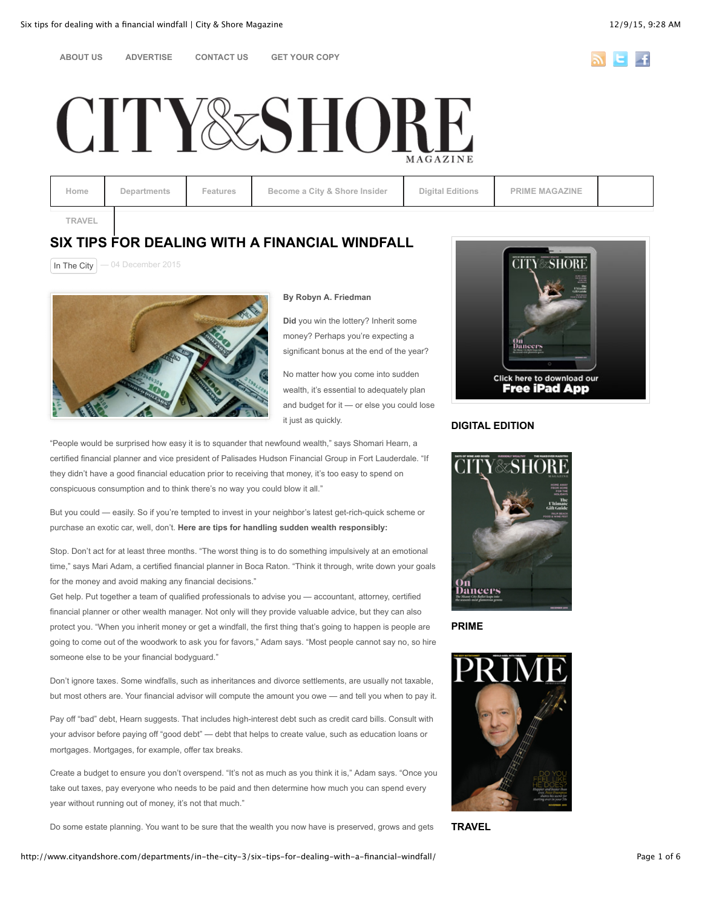ABOUT US   ADVERTISE   CONTACT US   GET YOUR COPY

# CITY&SHORE MAGAZINE

Home | Departments | Features | Become a City & Shore Insider | Digital Editions | PRIME MAGAZINE | TRAVEL

## SIX TIPS FOR DEALING WITH A FINANCIAL WINDFALL

In The City — 04 December 2015

**By Robyn A. Friedman**

**Did** you win the lottery? Inherit some money? Perhaps you're expecting a significant bonus at the end of the year?

No matter how you come into sudden wealth, it's essential to adequately plan and budget for it — or else you could lose it just as quickly.

"People would be surprised how easy it is to squander that newfound wealth," says Shomari Hearn, a certified financial planner and vice president of Palisades Hudson Financial Group in Fort Lauderdale. "If they didn't have a good financial education prior to receiving that money, it's too easy to spend on conspicuous consumption and to think there's no way you could blow it all."

But you could — easily. So if you're tempted to invest in your neighbor's latest get-rich-quick scheme or purchase an exotic car, well, don't. **Here are tips for handling sudden wealth responsibly:**

Stop. Don't act for at least three months. "The worst thing is to do something impulsively at an emotional time," says Mari Adam, a certified financial planner in Boca Raton. "Think it through, write down your goals for the money and avoid making any financial decisions."

Get help. Put together a team of qualified professionals to advise you — accountant, attorney, certified financial planner or other wealth manager. Not only will they provide valuable advice, but they can also protect you. "When you inherit money or get a windfall, the first thing that's going to happen is people are going to come out of the woodwork to ask you for favors," Adam says. "Most people cannot say no, so hire someone else to be your financial bodyguard."

Don't ignore taxes. Some windfalls, such as inheritances and divorce settlements, are usually not taxable, but most others are. Your financial advisor will compute the amount you owe — and tell you when to pay it.

Pay off "bad" debt, Hearn suggests. That includes high-interest debt such as credit card bills. Consult with your advisor before paying off "good debt" — debt that helps to create value, such as education loans or mortgages. Mortgages, for example, offer tax breaks.

Create a budget to ensure you don't overspend. "It's not as much as you think it is," Adam says. "Once you take out taxes, pay everyone who needs to be paid and then determine how much you can spend every year without running out of money, it's not that much."

Do some estate planning. You want to be sure that the wealth you now have is preserved, grows and gets

Click here to download our **Free iPad App**

**DIGITAL EDITION**

**PRIME**

**TRAVEL**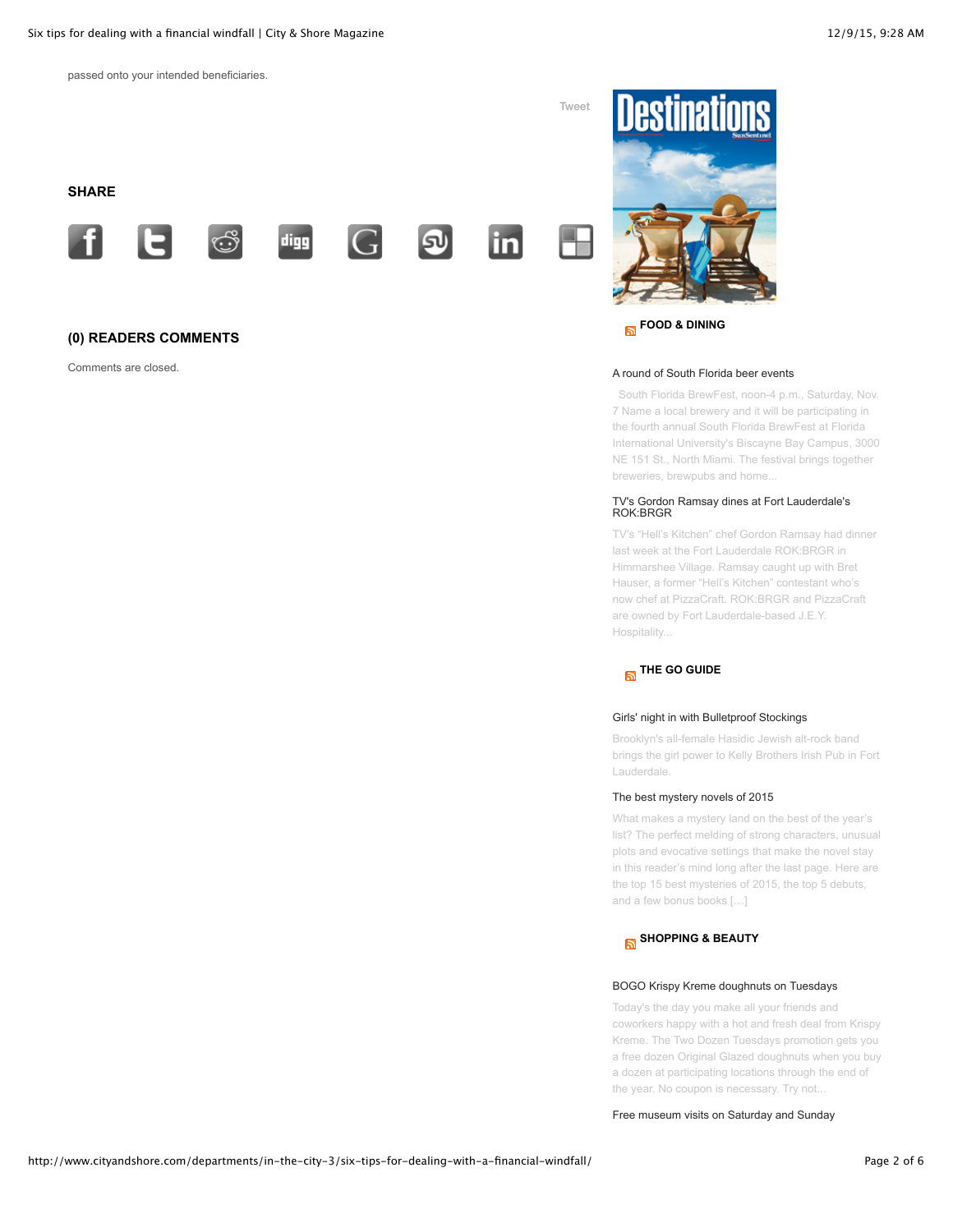passed onto your intended beneficiaries.

Tweet

## SHARE

## (0) READERS COMMENTS

Comments are closed.

### FOOD & DINING

A round of South Florida beer events

South Florida BrewFest, noon-4 p.m., Saturday, Nov. 7 Name a local brewery and it will be participating in the fourth annual South Florida BrewFest at Florida International University's Biscayne Bay Campus, 3000 NE 151 St., North Miami. The festival brings together breweries, brewpubs and home...

TV's Gordon Ramsay dines at Fort Lauderdale's ROK:BRGR

TV's "Hell's Kitchen" chef Gordon Ramsay had dinner last week at the Fort Lauderdale ROK:BRGR in Himmarshee Village. Ramsay caught up with Bret Hauser, a former "Hell's Kitchen" contestant who's now chef at PizzaCraft. ROK:BRGR and PizzaCraft are owned by Fort Lauderdale-based J.E.Y. Hospitality...

### THE GO GUIDE

Girls' night in with Bulletproof Stockings

Brooklyn's all-female Hasidic Jewish alt-rock band brings the girl power to Kelly Brothers Irish Pub in Fort Lauderdale.

The best mystery novels of 2015

What makes a mystery land on the best of the year's list? The perfect melding of strong characters, unusual plots and evocative settings that make the novel stay in this reader's mind long after the last page. Here are the top 15 best mysteries of 2015, the top 5 debuts, and a few bonus books […]

### SHOPPING & BEAUTY

BOGO Krispy Kreme doughnuts on Tuesdays

Today's the day you make all your friends and coworkers happy with a hot and fresh deal from Krispy Kreme. The Two Dozen Tuesdays promotion gets you a free dozen Original Glazed doughnuts when you buy a dozen at participating locations through the end of the year. No coupon is necessary. Try not...

Free museum visits on Saturday and Sunday